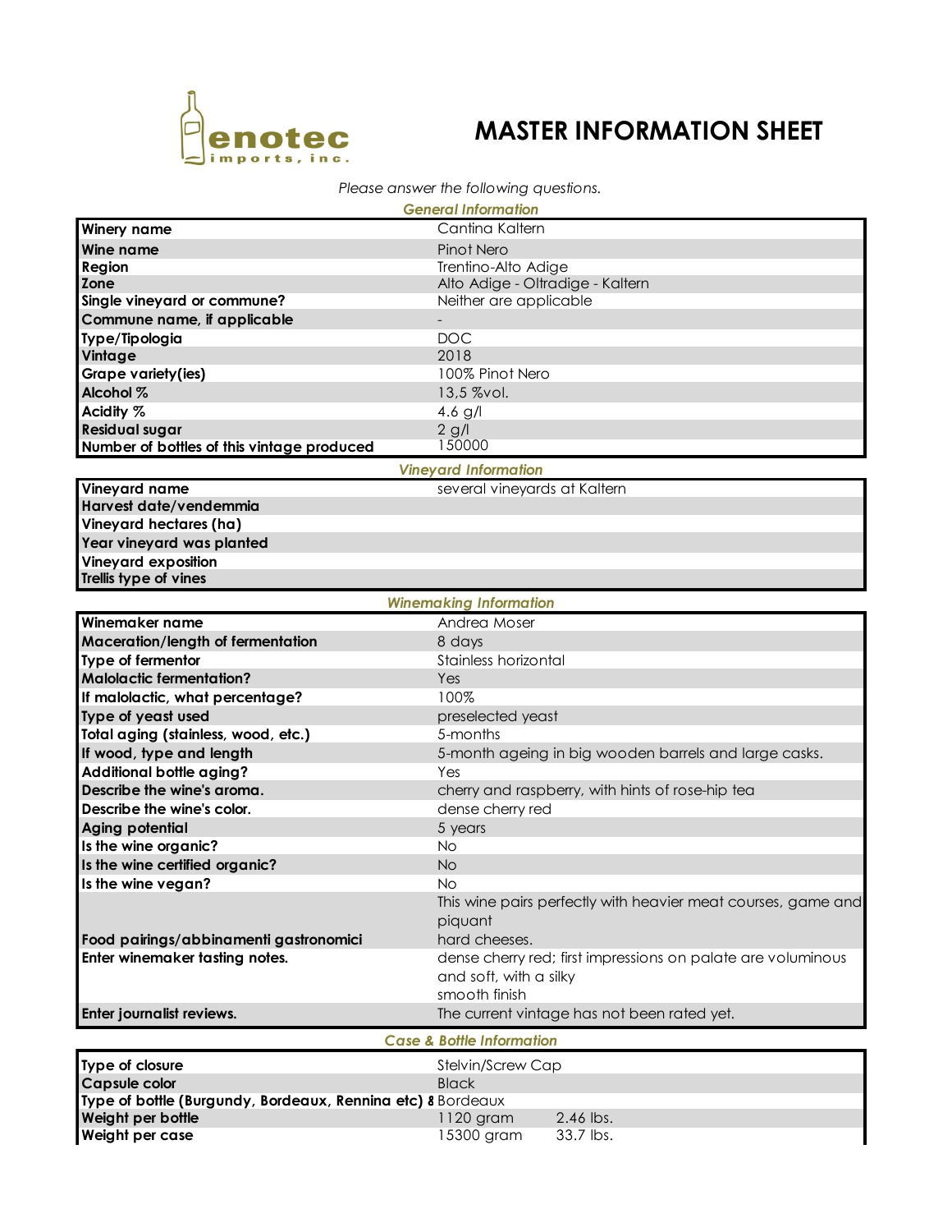# MASTER INFORMATION SHEET

*Please answer the following questions.*

### *General Information*

| | |
|---|---|
| **Winery name** | Cantina Kaltern |
| **Wine name** | Pinot Nero |
| **Region** | Trentino-Alto Adige |
| **Zone** | Alto Adige - Oltradige - Kaltern |
| **Single vineyard or commune?** | Neither are applicable |
| **Commune name, if applicable** | - |
| **Type/Tipologia** | DOC |
| **Vintage** | 2018 |
| **Grape variety(ies)** | 100% Pinot Nero |
| **Alcohol %** | 13,5 %vol. |
| **Acidity %** | 4.6 g/l |
| **Residual sugar** | 2 g/l |
| **Number of bottles of this vintage produced** | 150000 |

### *Vineyard Information*

| | |
|---|---|
| **Vineyard name** | several vineyards at Kaltern |
| **Harvest date/vendemmia** | |
| **Vineyard hectares (ha)** | |
| **Year vineyard was planted** | |
| **Vineyard exposition** | |
| **Trellis type of vines** | |

### *Winemaking Information*

| | |
|---|---|
| **Winemaker name** | Andrea Moser |
| **Maceration/length of fermentation** | 8 days |
| **Type of fermentor** | Stainless horizontal |
| **Malolactic fermentation?** | Yes |
| **If malolactic, what percentage?** | 100% |
| **Type of yeast used** | preselected yeast |
| **Total aging (stainless, wood, etc.)** | 5-months |
| **If wood, type and length** | 5-month ageing in big wooden barrels and large casks. |
| **Additional bottle aging?** | Yes |
| **Describe the wine's aroma.** | cherry and raspberry, with hints of rose-hip tea |
| **Describe the wine's color.** | dense cherry red |
| **Aging potential** | 5 years |
| **Is the wine organic?** | No |
| **Is the wine certified organic?** | No |
| **Is the wine vegan?** | No |
| **Food pairings/abbinamenti gastronomici** | This wine pairs perfectly with heavier meat courses, game and piquant hard cheeses. |
| **Enter winemaker tasting notes.** | dense cherry red; first impressions on palate are voluminous and soft, with a silky smooth finish |
| **Enter journalist reviews.** | The current vintage has not been rated yet. |

### *Case & Bottle Information*

| | | |
|---|---|---|
| **Type of closure** | Stelvin/Screw Cap | |
| **Capsule color** | Black | |
| **Type of bottle (Burgundy, Bordeaux, Rennina etc)** | Bordeaux | |
| **Weight per bottle** | 1120 gram | 2.46 lbs. |
| **Weight per case** | 15300 gram | 33.7 lbs. |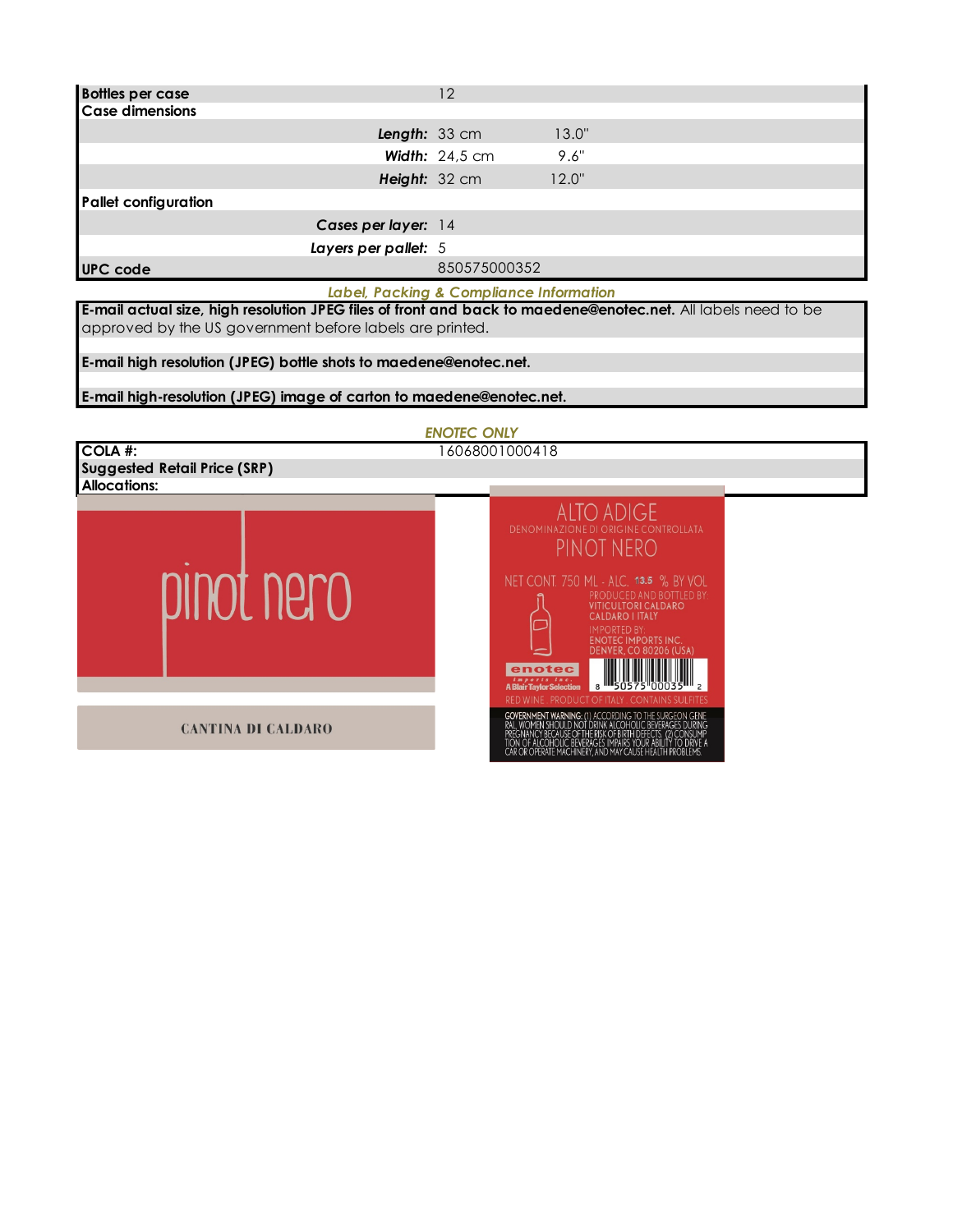| | | |
|---|---|---|
| **Bottles per case** | 12 | |
| **Case dimensions** | | |
| ***Length:*** | 33 cm | 13.0" |
| ***Width:*** | 24,5 cm | 9.6" |
| ***Height:*** | 32 cm | 12.0" |
| **Pallet configuration** | | |
| ***Cases per layer:*** | 14 | |
| ***Layers per pallet:*** | 5 | |
| **UPC code** | 850575000352 | |

*Label, Packing & Compliance Information*

**E-mail actual size, high resolution JPEG files of front and back to maedene@enotec.net.** All labels need to be approved by the US government before labels are printed.

**E-mail high resolution (JPEG) bottle shots to maedene@enotec.net.**

**E-mail high-resolution (JPEG) image of carton to maedene@enotec.net.**

*ENOTEC ONLY*

| | |
|---|---|
| **COLA #:** | 16068001000418 |
| **Suggested Retail Price (SRP)** | |
| **Allocations:** | |

pinot nero

CANTINA DI CALDARO

ALTO ADIGE
DENOMINAZIONE DI ORIGINE CONTROLLATA
PINOT NERO

NET CONT. 750 ML - ALC. 13.5 % BY VOL
PRODUCED AND BOTTLED BY:
VITICULTORI CALDARO
CALDARO | ITALY
IMPORTED BY:
ENOTEC IMPORTS INC.
DENVER, CO 80206 (USA)

enotec Imports Inc.
A Blair Taylor Selection

8 50575 00035 2

RED WINE · PRODUCT OF ITALY · CONTAINS SULFITES

GOVERNMENT WARNING: (1) ACCORDING TO THE SURGEON GENERAL, WOMEN SHOULD NOT DRINK ALCOHOLIC BEVERAGES DURING PREGNANCY BECAUSE OF THE RISK OF BIRTH DEFECTS. (2) CONSUMPTION OF ALCOHOLIC BEVERAGES IMPAIRS YOUR ABILITY TO DRIVE A CAR OR OPERATE MACHINERY, AND MAY CAUSE HEALTH PROBLEMS.